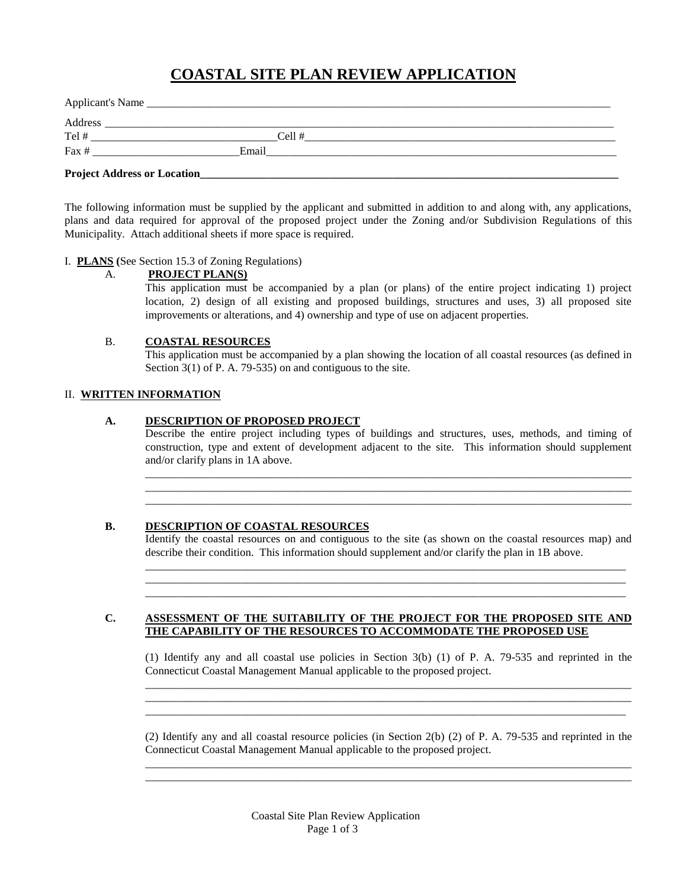# COASTAL SITE PLAN REVIEW APPLICATION

Applicant's Name ___________________________________________________________________________

Address ______________________________________________________________________________

Tel # _______________________________Cell #______________________________________________

Fax # _________________________Email_________________________________________________

**Project Address or Location_____________________________________________________________**

The following information must be supplied by the applicant and submitted in addition to and along with, any applications, plans and data required for approval of the proposed project under the Zoning and/or Subdivision Regulations of this Municipality. Attach additional sheets if more space is required.

I. **PLANS (**See Section 15.3 of Zoning Regulations)

A. **PROJECT PLAN(S)**

This application must be accompanied by a plan (or plans) of the entire project indicating 1) project location, 2) design of all existing and proposed buildings, structures and uses, 3) all proposed site improvements or alterations, and 4) ownership and type of use on adjacent properties.

B. **COASTAL RESOURCES**

This application must be accompanied by a plan showing the location of all coastal resources (as defined in Section 3(1) of P. A. 79-535) on and contiguous to the site.

II. **WRITTEN INFORMATION**

**A. DESCRIPTION OF PROPOSED PROJECT**

Describe the entire project including types of buildings and structures, uses, methods, and timing of construction, type and extent of development adjacent to the site. This information should supplement and/or clarify plans in 1A above.

_____________________________________________________________________________________
_____________________________________________________________________________________
_____________________________________________________________________________________

**B. DESCRIPTION OF COASTAL RESOURCES**

Identify the coastal resources on and contiguous to the site (as shown on the coastal resources map) and describe their condition. This information should supplement and/or clarify the plan in 1B above.

_____________________________________________________________________________________
_____________________________________________________________________________________
_____________________________________________________________________________________

**C. ASSESSMENT OF THE SUITABILITY OF THE PROJECT FOR THE PROPOSED SITE AND THE CAPABILITY OF THE RESOURCES TO ACCOMMODATE THE PROPOSED USE**

(1) Identify any and all coastal use policies in Section 3(b) (1) of P. A. 79-535 and reprinted in the Connecticut Coastal Management Manual applicable to the proposed project.

_____________________________________________________________________________________
_____________________________________________________________________________________
_____________________________________________________________________________________

(2) Identify any and all coastal resource policies (in Section 2(b) (2) of P. A. 79-535 and reprinted in the Connecticut Coastal Management Manual applicable to the proposed project.

_____________________________________________________________________________________
_____________________________________________________________________________________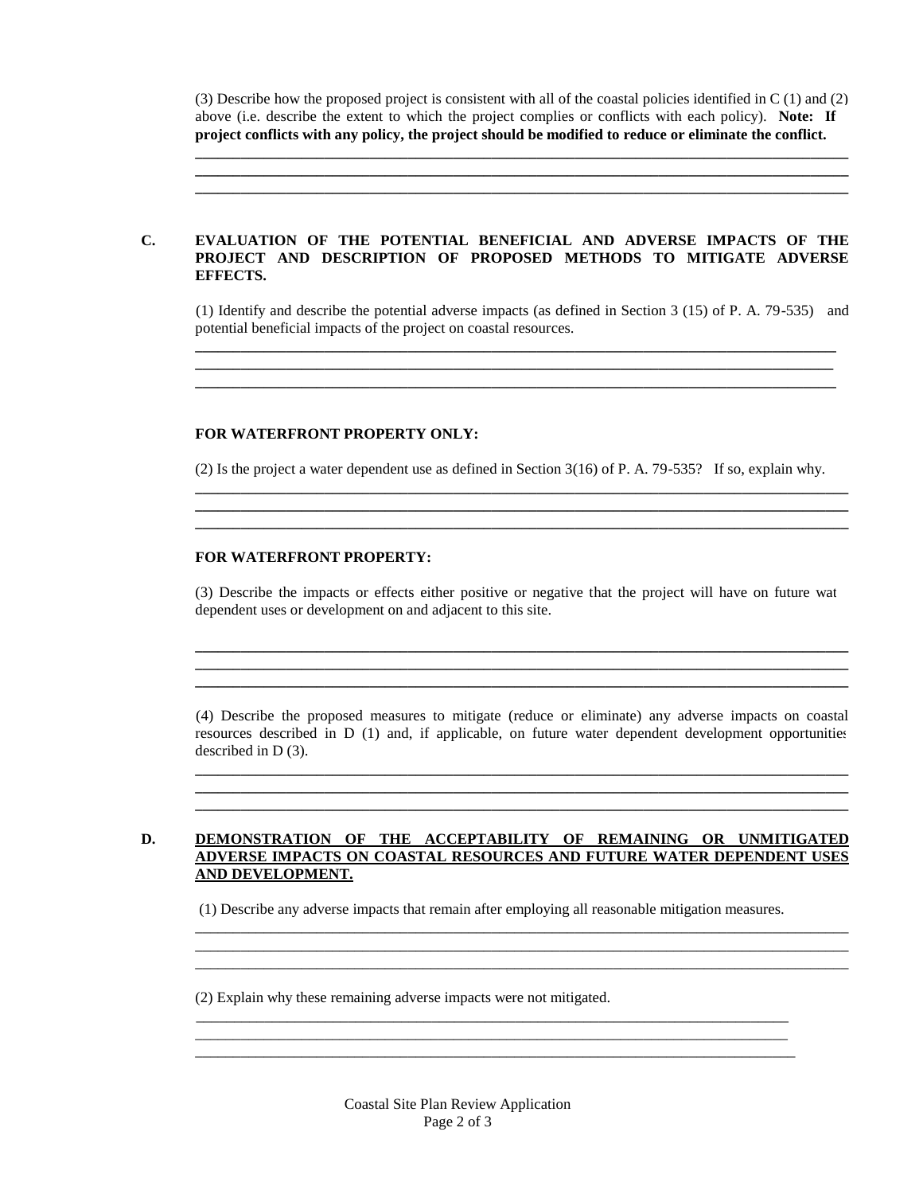(3) Describe how the proposed project is consistent with all of the coastal policies identified in C (1) and (2) above (i.e. describe the extent to which the project complies or conflicts with each policy). **Note: If project conflicts with any policy, the project should be modified to reduce or eliminate the conflict.**

______________________________________________________________________________
______________________________________________________________________________
______________________________________________________________________________

**C. EVALUATION OF THE POTENTIAL BENEFICIAL AND ADVERSE IMPACTS OF THE PROJECT AND DESCRIPTION OF PROPOSED METHODS TO MITIGATE ADVERSE EFFECTS.**

(1) Identify and describe the potential adverse impacts (as defined in Section 3 (15) of P. A. 79-535) and potential beneficial impacts of the project on coastal resources.

______________________________________________________________________________
______________________________________________________________________________
______________________________________________________________________________

**FOR WATERFRONT PROPERTY ONLY:**

(2) Is the project a water dependent use as defined in Section 3(16) of P. A. 79-535? If so, explain why.

______________________________________________________________________________
______________________________________________________________________________
______________________________________________________________________________

**FOR WATERFRONT PROPERTY:**

(3) Describe the impacts or effects either positive or negative that the project will have on future wat dependent uses or development on and adjacent to this site.

______________________________________________________________________________
______________________________________________________________________________
______________________________________________________________________________

(4) Describe the proposed measures to mitigate (reduce or eliminate) any adverse impacts on coastal resources described in D (1) and, if applicable, on future water dependent development opportunities described in D (3).

______________________________________________________________________________
______________________________________________________________________________
______________________________________________________________________________

**D. DEMONSTRATION OF THE ACCEPTABILITY OF REMAINING OR UNMITIGATED ADVERSE IMPACTS ON COASTAL RESOURCES AND FUTURE WATER DEPENDENT USES AND DEVELOPMENT.**

(1) Describe any adverse impacts that remain after employing all reasonable mitigation measures.

______________________________________________________________________________
______________________________________________________________________________
______________________________________________________________________________

(2) Explain why these remaining adverse impacts were not mitigated.

______________________________________________________________________________
______________________________________________________________________________
______________________________________________________________________________

Coastal Site Plan Review Application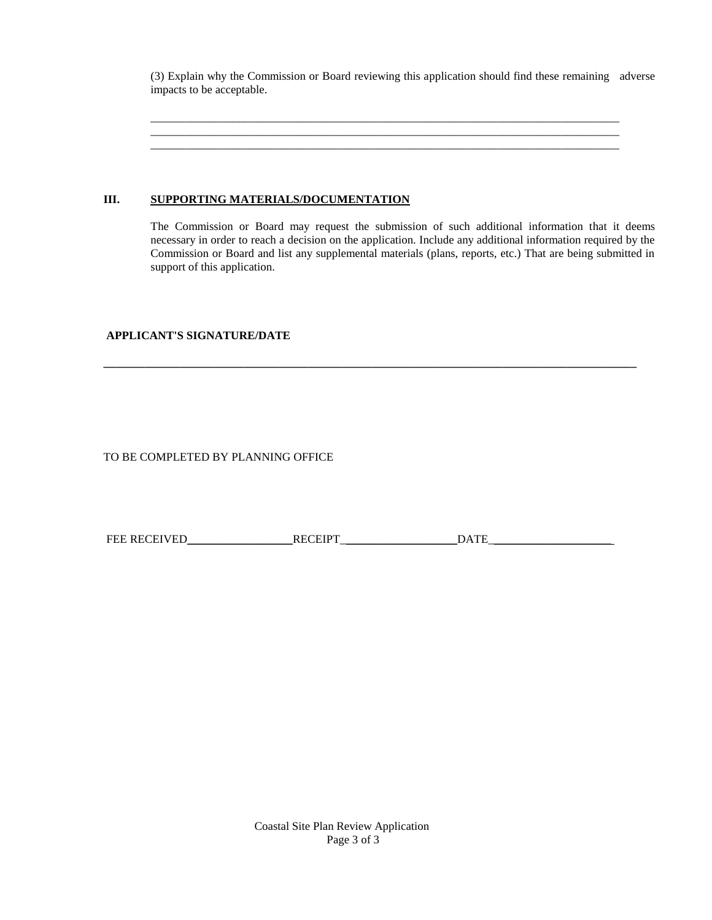(3) Explain why the Commission or Board reviewing this application should find these remaining adverse impacts to be acceptable.

_______________________________________________________________________________
_______________________________________________________________________________
_______________________________________________________________________________

## III. SUPPORTING MATERIALS/DOCUMENTATION

The Commission or Board may request the submission of such additional information that it deems necessary in order to reach a decision on the application. Include any additional information required by the Commission or Board and list any supplemental materials (plans, reports, etc.) That are being submitted in support of this application.

**APPLICANT'S SIGNATURE/DATE**

_______________________________________________________________________________

TO BE COMPLETED BY PLANNING OFFICE

FEE RECEIVED__________________ RECEIPT____________________ DATE_____________________